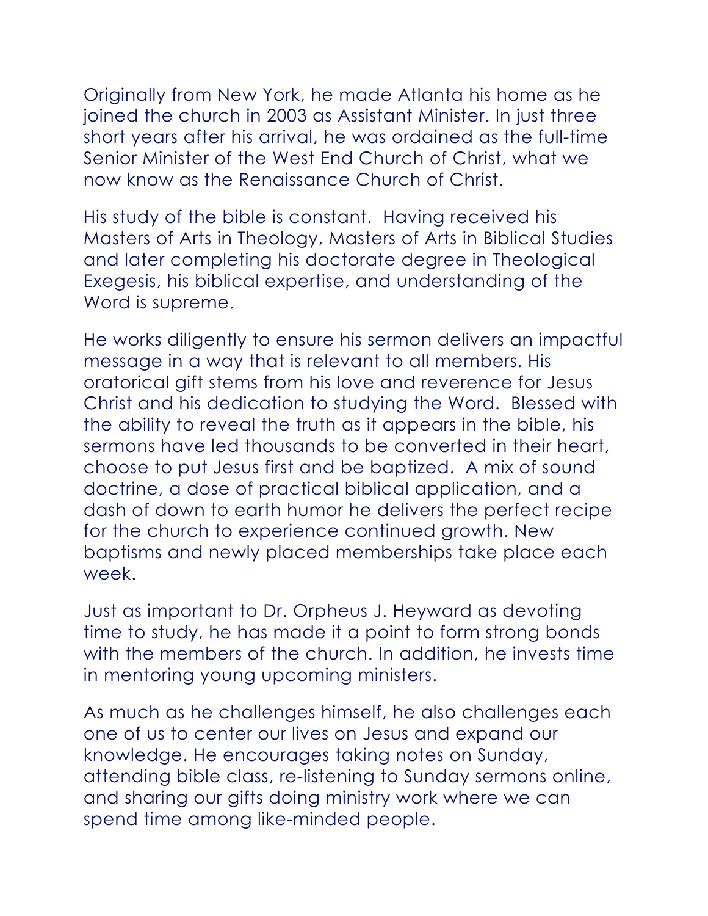Originally from New York, he made Atlanta his home as he joined the church in 2003 as Assistant Minister. In just three short years after his arrival, he was ordained as the full-time Senior Minister of the West End Church of Christ, what we now know as the Renaissance Church of Christ.

His study of the bible is constant.  Having received his Masters of Arts in Theology, Masters of Arts in Biblical Studies and later completing his doctorate degree in Theological Exegesis, his biblical expertise, and understanding of the Word is supreme.

He works diligently to ensure his sermon delivers an impactful message in a way that is relevant to all members. His oratorical gift stems from his love and reverence for Jesus Christ and his dedication to studying the Word.  Blessed with the ability to reveal the truth as it appears in the bible, his sermons have led thousands to be converted in their heart, choose to put Jesus first and be baptized.  A mix of sound doctrine, a dose of practical biblical application, and a dash of down to earth humor he delivers the perfect recipe for the church to experience continued growth. New baptisms and newly placed memberships take place each week.

Just as important to Dr. Orpheus J. Heyward as devoting time to study, he has made it a point to form strong bonds with the members of the church. In addition, he invests time in mentoring young upcoming ministers.

As much as he challenges himself, he also challenges each one of us to center our lives on Jesus and expand our knowledge. He encourages taking notes on Sunday, attending bible class, re-listening to Sunday sermons online, and sharing our gifts doing ministry work where we can spend time among like-minded people.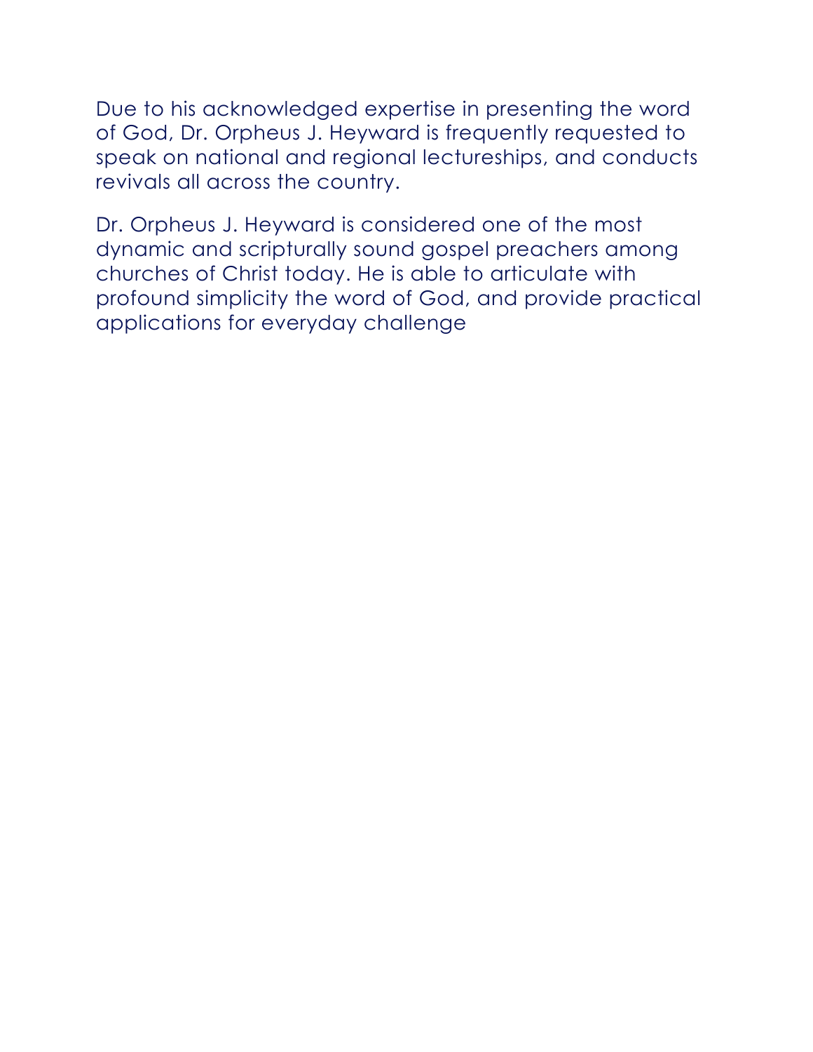Due to his acknowledged expertise in presenting the word of God, Dr. Orpheus J. Heyward is frequently requested to speak on national and regional lectureships, and conducts revivals all across the country.

Dr. Orpheus J. Heyward is considered one of the most dynamic and scripturally sound gospel preachers among churches of Christ today. He is able to articulate with profound simplicity the word of God, and provide practical applications for everyday challenge